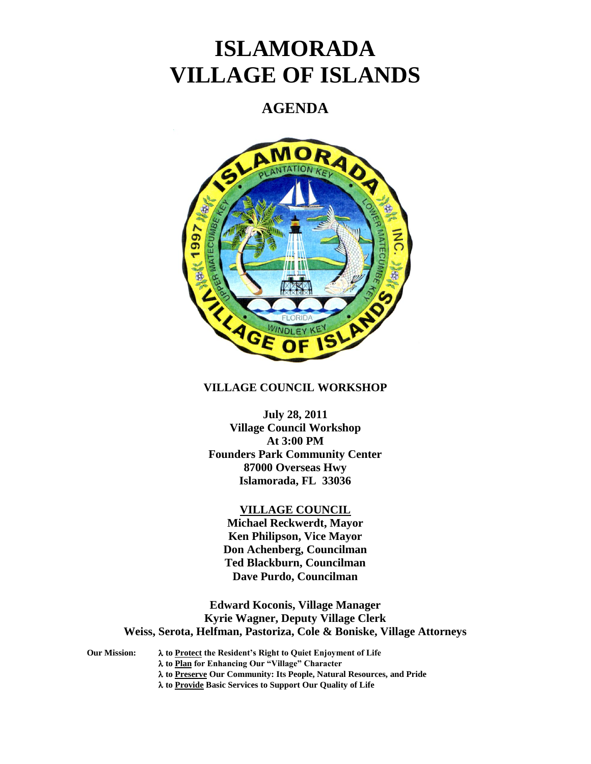# ISLAMORADA
# VILLAGE OF ISLANDS

## AGENDA

**VILLAGE COUNCIL WORKSHOP**

**July 28, 2011**
**Village Council Workshop**
**At 3:00 PM**
**Founders Park Community Center**
**87000 Overseas Hwy**
**Islamorada, FL 33036**

**VILLAGE COUNCIL**
**Michael Reckwerdt, Mayor**
**Ken Philipson, Vice Mayor**
**Don Achenberg, Councilman**
**Ted Blackburn, Councilman**
**Dave Purdo, Councilman**

**Edward Koconis, Village Manager**
**Kyrie Wagner, Deputy Village Clerk**
**Weiss, Serota, Helfman, Pastoriza, Cole & Boniske, Village Attorneys**

**Our Mission:**
- **to Protect the Resident's Right to Quiet Enjoyment of Life**
- **to Plan for Enhancing Our "Village" Character**
- **to Preserve Our Community: Its People, Natural Resources, and Pride**
- **to Provide Basic Services to Support Our Quality of Life**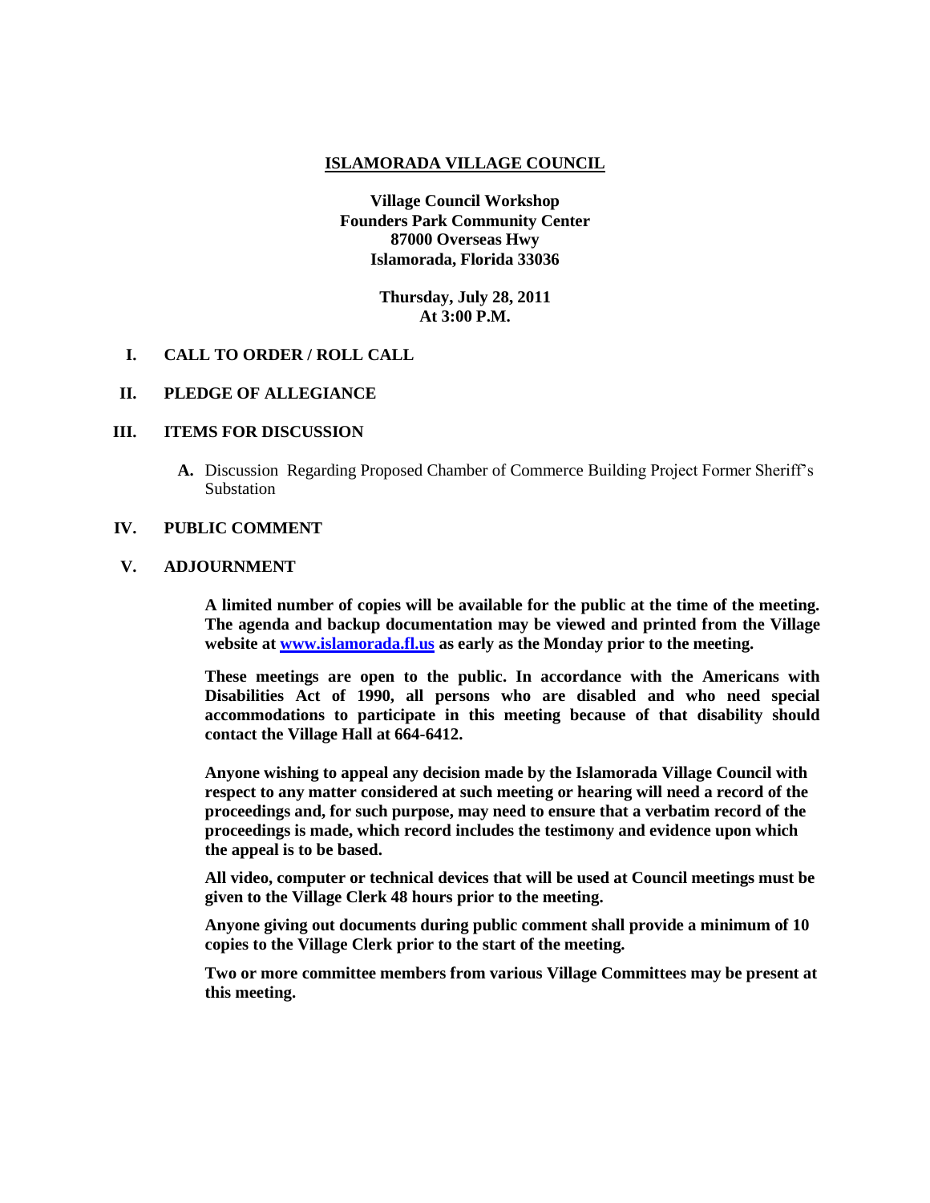# ISLAMORADA VILLAGE COUNCIL

**Village Council Workshop**
**Founders Park Community Center**
**87000 Overseas Hwy**
**Islamorada, Florida 33036**

**Thursday, July 28, 2011**
**At 3:00 P.M.**

## I. CALL TO ORDER / ROLL CALL

## II. PLEDGE OF ALLEGIANCE

## III. ITEMS FOR DISCUSSION

**A.** Discussion Regarding Proposed Chamber of Commerce Building Project Former Sheriff's Substation

## IV. PUBLIC COMMENT

## V. ADJOURNMENT

**A limited number of copies will be available for the public at the time of the meeting. The agenda and backup documentation may be viewed and printed from the Village website at [www.islamorada.fl.us](http://www.islamorada.fl.us) as early as the Monday prior to the meeting.**

**These meetings are open to the public. In accordance with the Americans with Disabilities Act of 1990, all persons who are disabled and who need special accommodations to participate in this meeting because of that disability should contact the Village Hall at 664-6412.**

**Anyone wishing to appeal any decision made by the Islamorada Village Council with respect to any matter considered at such meeting or hearing will need a record of the proceedings and, for such purpose, may need to ensure that a verbatim record of the proceedings is made, which record includes the testimony and evidence upon which the appeal is to be based.**

**All video, computer or technical devices that will be used at Council meetings must be given to the Village Clerk 48 hours prior to the meeting.**

**Anyone giving out documents during public comment shall provide a minimum of 10 copies to the Village Clerk prior to the start of the meeting.**

**Two or more committee members from various Village Committees may be present at this meeting.**